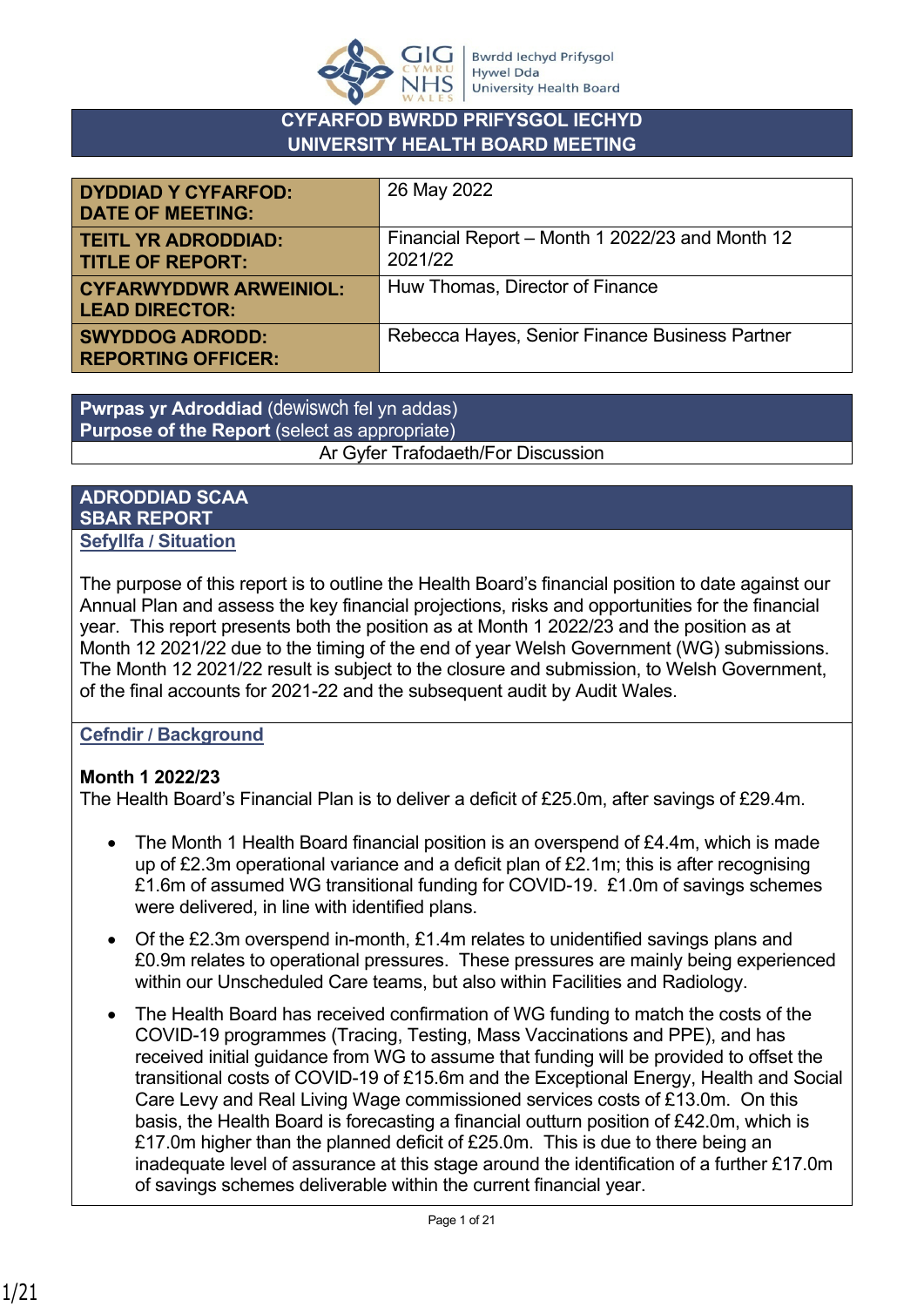# CYFARFOD BWRDD PRIFYSGOL IECHYD
# UNIVERSITY HEALTH BOARD MEETING

| | |
|---|---|
| **DYDDIAD Y CYFARFOD: DATE OF MEETING:** | 26 May 2022 |
| **TEITL YR ADRODDIAD: TITLE OF REPORT:** | Financial Report – Month 1 2022/23 and Month 12 2021/22 |
| **CYFARWYDDWR ARWEINIOL: LEAD DIRECTOR:** | Huw Thomas, Director of Finance |
| **SWYDDOG ADRODD: REPORTING OFFICER:** | Rebecca Hayes, Senior Finance Business Partner |

| **Pwrpas yr Adroddiad** (dewiswch fel yn addas) **Purpose of the Report** (select as appropriate) |
|---|
| Ar Gyfer Trafodaeth/For Discussion |

## ADRODDIAD SCAA
## SBAR REPORT

### Sefyllfa / Situation

The purpose of this report is to outline the Health Board's financial position to date against our Annual Plan and assess the key financial projections, risks and opportunities for the financial year. This report presents both the position as at Month 1 2022/23 and the position as at Month 12 2021/22 due to the timing of the end of year Welsh Government (WG) submissions. The Month 12 2021/22 result is subject to the closure and submission, to Welsh Government, of the final accounts for 2021-22 and the subsequent audit by Audit Wales.

### Cefndir / Background

**Month 1 2022/23**

The Health Board's Financial Plan is to deliver a deficit of £25.0m, after savings of £29.4m.

- The Month 1 Health Board financial position is an overspend of £4.4m, which is made up of £2.3m operational variance and a deficit plan of £2.1m; this is after recognising £1.6m of assumed WG transitional funding for COVID-19. £1.0m of savings schemes were delivered, in line with identified plans.
- Of the £2.3m overspend in-month, £1.4m relates to unidentified savings plans and £0.9m relates to operational pressures. These pressures are mainly being experienced within our Unscheduled Care teams, but also within Facilities and Radiology.
- The Health Board has received confirmation of WG funding to match the costs of the COVID-19 programmes (Tracing, Testing, Mass Vaccinations and PPE), and has received initial guidance from WG to assume that funding will be provided to offset the transitional costs of COVID-19 of £15.6m and the Exceptional Energy, Health and Social Care Levy and Real Living Wage commissioned services costs of £13.0m. On this basis, the Health Board is forecasting a financial outturn position of £42.0m, which is £17.0m higher than the planned deficit of £25.0m. This is due to there being an inadequate level of assurance at this stage around the identification of a further £17.0m of savings schemes deliverable within the current financial year.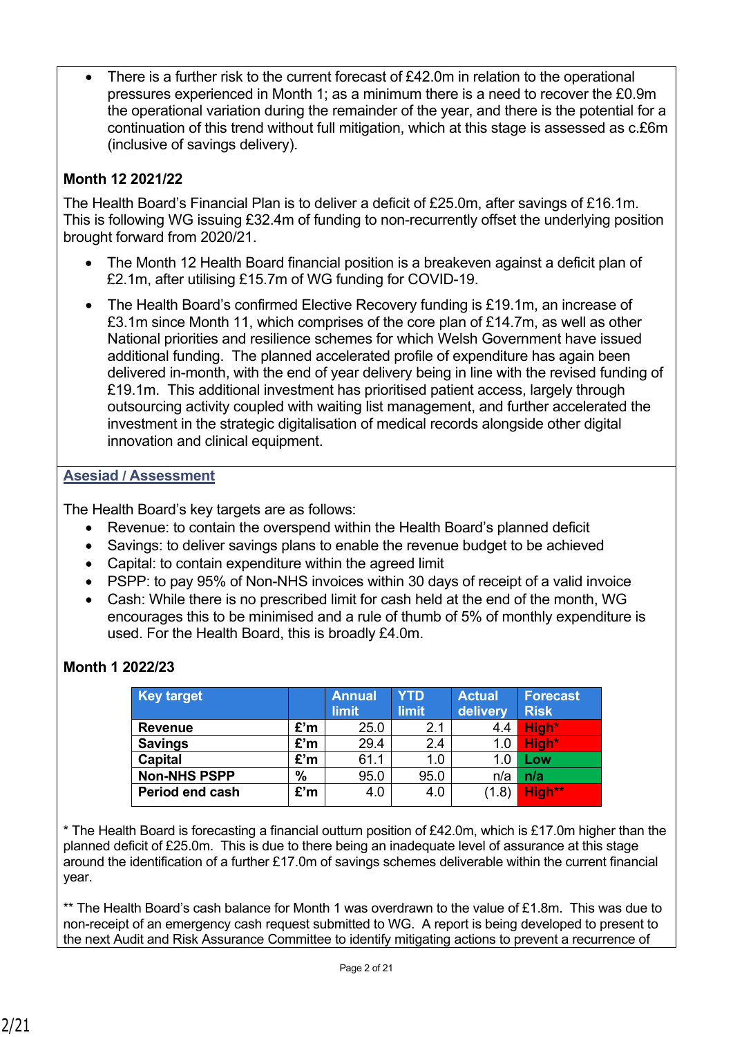- There is a further risk to the current forecast of £42.0m in relation to the operational pressures experienced in Month 1; as a minimum there is a need to recover the £0.9m the operational variation during the remainder of the year, and there is the potential for a continuation of this trend without full mitigation, which at this stage is assessed as c.£6m (inclusive of savings delivery).

**Month 12 2021/22**

The Health Board's Financial Plan is to deliver a deficit of £25.0m, after savings of £16.1m. This is following WG issuing £32.4m of funding to non-recurrently offset the underlying position brought forward from 2020/21.

- The Month 12 Health Board financial position is a breakeven against a deficit plan of £2.1m, after utilising £15.7m of WG funding for COVID-19.
- The Health Board's confirmed Elective Recovery funding is £19.1m, an increase of £3.1m since Month 11, which comprises of the core plan of £14.7m, as well as other National priorities and resilience schemes for which Welsh Government have issued additional funding. The planned accelerated profile of expenditure has again been delivered in-month, with the end of year delivery being in line with the revised funding of £19.1m. This additional investment has prioritised patient access, largely through outsourcing activity coupled with waiting list management, and further accelerated the investment in the strategic digitalisation of medical records alongside other digital innovation and clinical equipment.

## Asesiad / Assessment

The Health Board's key targets are as follows:

- Revenue: to contain the overspend within the Health Board's planned deficit
- Savings: to deliver savings plans to enable the revenue budget to be achieved
- Capital: to contain expenditure within the agreed limit
- PSPP: to pay 95% of Non-NHS invoices within 30 days of receipt of a valid invoice
- Cash: While there is no prescribed limit for cash held at the end of the month, WG encourages this to be minimised and a rule of thumb of 5% of monthly expenditure is used. For the Health Board, this is broadly £4.0m.

**Month 1 2022/23**

| Key target | | Annual limit | YTD limit | Actual delivery | Forecast Risk |
|---|---|---|---|---|---|
| **Revenue** | **£'m** | 25.0 | 2.1 | 4.4 | **High*** |
| **Savings** | **£'m** | 29.4 | 2.4 | 1.0 | **High*** |
| **Capital** | **£'m** | 61.1 | 1.0 | 1.0 | **Low** |
| **Non-NHS PSPP** | **%** | 95.0 | 95.0 | n/a | **n/a** |
| **Period end cash** | **£'m** | 4.0 | 4.0 | (1.8) | **High**** |

* The Health Board is forecasting a financial outturn position of £42.0m, which is £17.0m higher than the planned deficit of £25.0m. This is due to there being an inadequate level of assurance at this stage around the identification of a further £17.0m of savings schemes deliverable within the current financial year.

** The Health Board's cash balance for Month 1 was overdrawn to the value of £1.8m. This was due to non-receipt of an emergency cash request submitted to WG. A report is being developed to present to the next Audit and Risk Assurance Committee to identify mitigating actions to prevent a recurrence of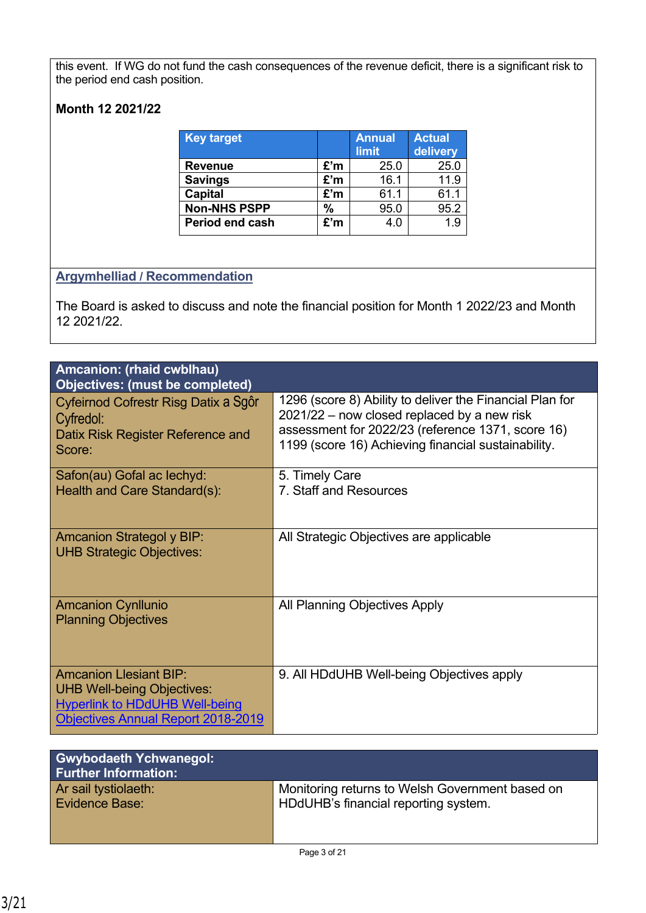this event. If WG do not fund the cash consequences of the revenue deficit, there is a significant risk to the period end cash position.

**Month 12 2021/22**

| Key target | | Annual limit | Actual delivery |
|---|---|---|---|
| **Revenue** | **£'m** | 25.0 | 25.0 |
| **Savings** | **£'m** | 16.1 | 11.9 |
| **Capital** | **£'m** | 61.1 | 61.1 |
| **Non-NHS PSPP** | **%** | 95.0 | 95.2 |
| **Period end cash** | **£'m** | 4.0 | 1.9 |

## Argymhelliad / Recommendation

The Board is asked to discuss and note the financial position for Month 1 2022/23 and Month 12 2021/22.

| **Amcanion: (rhaid cwblhau)<br>Objectives: (must be completed)** | |
|---|---|
| Cyfeirnod Cofrestr Risg Datix a Sgôr Cyfredol:<br>Datix Risk Register Reference and Score: | 1296 (score 8) Ability to deliver the Financial Plan for 2021/22 – now closed replaced by a new risk assessment for 2022/23 (reference 1371, score 16)<br>1199 (score 16) Achieving financial sustainability. |
| Safon(au) Gofal ac Iechyd:<br>Health and Care Standard(s): | 5. Timely Care<br>7. Staff and Resources |
| Amcanion Strategol y BIP:<br>UHB Strategic Objectives: | All Strategic Objectives are applicable |
| Amcanion Cynllunio<br>Planning Objectives | All Planning Objectives Apply |
| Amcanion Llesiant BIP:<br>UHB Well-being Objectives:<br>Hyperlink to HDdUHB Well-being Objectives Annual Report 2018-2019 | 9. All HDdUHB Well-being Objectives apply |

| **Gwybodaeth Ychwanegol:<br>Further Information:** | |
|---|---|
| Ar sail tystiolaeth:<br>Evidence Base: | Monitoring returns to Welsh Government based on HDdUHB's financial reporting system. |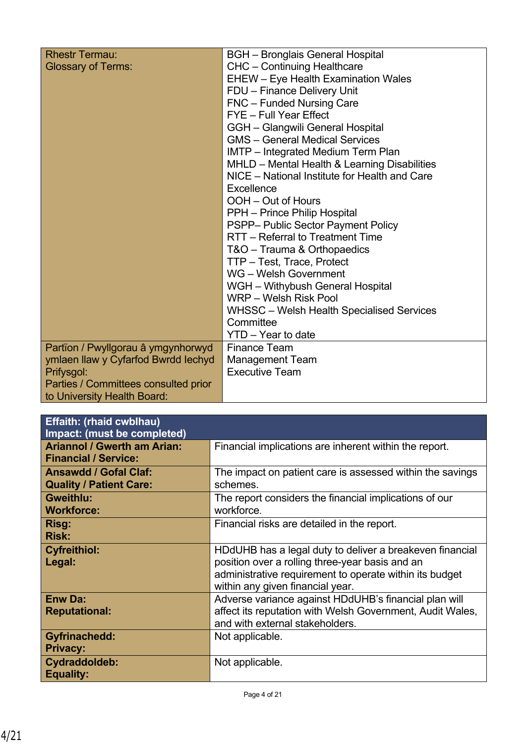| Rhestr Termau:<br>Glossary of Terms: | BGH – Bronglais General Hospital<br>CHC – Continuing Healthcare<br>EHEW – Eye Health Examination Wales<br>FDU – Finance Delivery Unit<br>FNC – Funded Nursing Care<br>FYE – Full Year Effect<br>GGH – Glangwili General Hospital<br>GMS – General Medical Services<br>IMTP – Integrated Medium Term Plan<br>MHLD – Mental Health & Learning Disabilities<br>NICE – National Institute for Health and Care Excellence<br>OOH – Out of Hours<br>PPH – Prince Philip Hospital<br>PSPP– Public Sector Payment Policy<br>RTT – Referral to Treatment Time<br>T&O – Trauma & Orthopaedics<br>TTP – Test, Trace, Protect<br>WG – Welsh Government<br>WGH – Withybush General Hospital<br>WRP – Welsh Risk Pool<br>WHSSC – Welsh Health Specialised Services Committee<br>YTD – Year to date |
|---|---|
| Partïon / Pwyllgorau â ymgynhorwyd ymlaen llaw y Cyfarfod Bwrdd Iechyd Prifysgol:<br>Parties / Committees consulted prior to University Health Board: | Finance Team<br>Management Team<br>Executive Team |

| **Effaith: (rhaid cwblhau)<br>Impact: (must be completed)** | |
|---|---|
| **Ariannol / Gwerth am Arian:<br>Financial / Service:** | Financial implications are inherent within the report. |
| **Ansawdd / Gofal Claf:<br>Quality / Patient Care:** | The impact on patient care is assessed within the savings schemes. |
| **Gweithlu:<br>Workforce:** | The report considers the financial implications of our workforce. |
| **Risg:<br>Risk:** | Financial risks are detailed in the report. |
| **Cyfreithiol:<br>Legal:** | HDdUHB has a legal duty to deliver a breakeven financial position over a rolling three-year basis and an administrative requirement to operate within its budget within any given financial year. |
| **Enw Da:<br>Reputational:** | Adverse variance against HDdUHB's financial plan will affect its reputation with Welsh Government, Audit Wales, and with external stakeholders. |
| **Gyfrinachedd:<br>Privacy:** | Not applicable. |
| **Cydraddoldeb:<br>Equality:** | Not applicable. |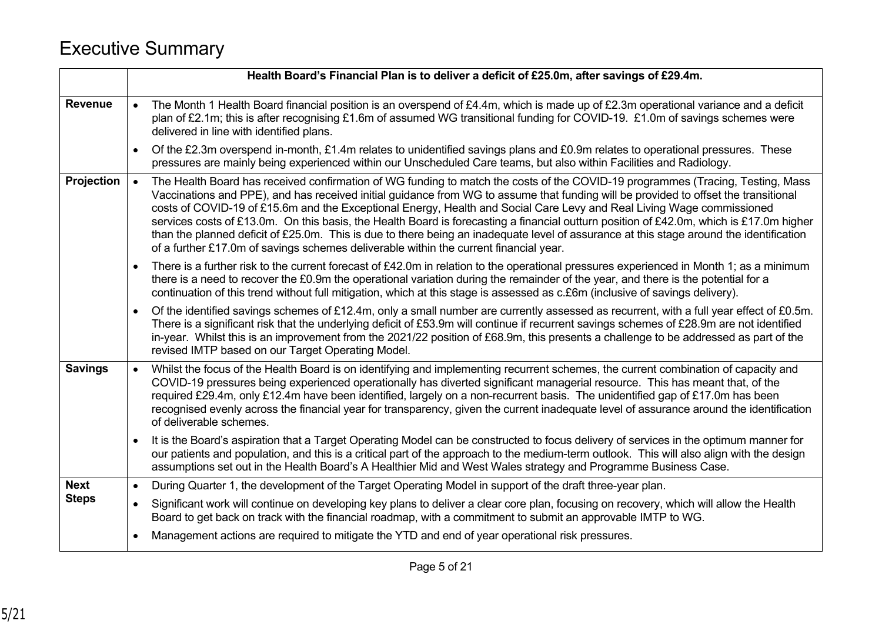# Executive Summary

| | **Health Board's Financial Plan is to deliver a deficit of £25.0m, after savings of £29.4m.** |
|---|---|
| **Revenue** | • The Month 1 Health Board financial position is an overspend of £4.4m, which is made up of £2.3m operational variance and a deficit plan of £2.1m; this is after recognising £1.6m of assumed WG transitional funding for COVID-19. £1.0m of savings schemes were delivered in line with identified plans.<br>• Of the £2.3m overspend in-month, £1.4m relates to unidentified savings plans and £0.9m relates to operational pressures. These pressures are mainly being experienced within our Unscheduled Care teams, but also within Facilities and Radiology. |
| **Projection** | • The Health Board has received confirmation of WG funding to match the costs of the COVID-19 programmes (Tracing, Testing, Mass Vaccinations and PPE), and has received initial guidance from WG to assume that funding will be provided to offset the transitional costs of COVID-19 of £15.6m and the Exceptional Energy, Health and Social Care Levy and Real Living Wage commissioned services costs of £13.0m. On this basis, the Health Board is forecasting a financial outturn position of £42.0m, which is £17.0m higher than the planned deficit of £25.0m. This is due to there being an inadequate level of assurance at this stage around the identification of a further £17.0m of savings schemes deliverable within the current financial year.<br>• There is a further risk to the current forecast of £42.0m in relation to the operational pressures experienced in Month 1; as a minimum there is a need to recover the £0.9m the operational variation during the remainder of the year, and there is the potential for a continuation of this trend without full mitigation, which at this stage is assessed as c.£6m (inclusive of savings delivery).<br>• Of the identified savings schemes of £12.4m, only a small number are currently assessed as recurrent, with a full year effect of £0.5m. There is a significant risk that the underlying deficit of £53.9m will continue if recurrent savings schemes of £28.9m are not identified in-year. Whilst this is an improvement from the 2021/22 position of £68.9m, this presents a challenge to be addressed as part of the revised IMTP based on our Target Operating Model. |
| **Savings** | • Whilst the focus of the Health Board is on identifying and implementing recurrent schemes, the current combination of capacity and COVID-19 pressures being experienced operationally has diverted significant managerial resource. This has meant that, of the required £29.4m, only £12.4m have been identified, largely on a non-recurrent basis. The unidentified gap of £17.0m has been recognised evenly across the financial year for transparency, given the current inadequate level of assurance around the identification of deliverable schemes.<br>• It is the Board's aspiration that a Target Operating Model can be constructed to focus delivery of services in the optimum manner for our patients and population, and this is a critical part of the approach to the medium-term outlook. This will also align with the design assumptions set out in the Health Board's A Healthier Mid and West Wales strategy and Programme Business Case. |
| **Next Steps** | • During Quarter 1, the development of the Target Operating Model in support of the draft three-year plan.<br>• Significant work will continue on developing key plans to deliver a clear core plan, focusing on recovery, which will allow the Health Board to get back on track with the financial roadmap, with a commitment to submit an approvable IMTP to WG.<br>• Management actions are required to mitigate the YTD and end of year operational risk pressures. |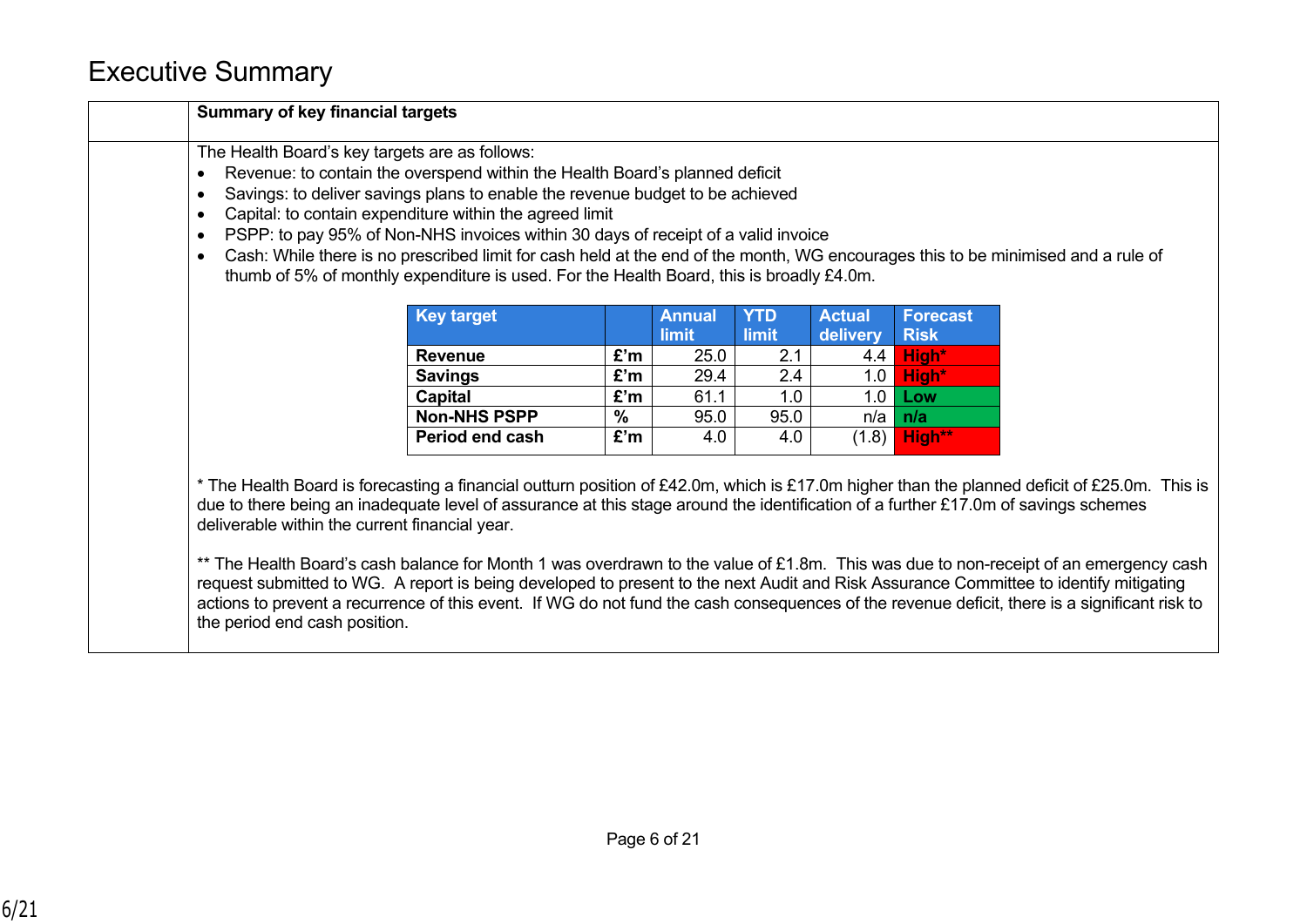# Executive Summary

**Summary of key financial targets**

The Health Board's key targets are as follows:

- Revenue: to contain the overspend within the Health Board's planned deficit
- Savings: to deliver savings plans to enable the revenue budget to be achieved
- Capital: to contain expenditure within the agreed limit
- PSPP: to pay 95% of Non-NHS invoices within 30 days of receipt of a valid invoice
- Cash: While there is no prescribed limit for cash held at the end of the month, WG encourages this to be minimised and a rule of thumb of 5% of monthly expenditure is used. For the Health Board, this is broadly £4.0m.

| Key target | | Annual limit | YTD limit | Actual delivery | Forecast Risk |
|---|---|---|---|---|---|
| **Revenue** | **£'m** | 25.0 | 2.1 | 4.4 | High* |
| **Savings** | **£'m** | 29.4 | 2.4 | 1.0 | High* |
| **Capital** | **£'m** | 61.1 | 1.0 | 1.0 | Low |
| **Non-NHS PSPP** | **%** | 95.0 | 95.0 | n/a | n/a |
| **Period end cash** | **£'m** | 4.0 | 4.0 | (1.8) | High** |

* The Health Board is forecasting a financial outturn position of £42.0m, which is £17.0m higher than the planned deficit of £25.0m. This is due to there being an inadequate level of assurance at this stage around the identification of a further £17.0m of savings schemes deliverable within the current financial year.

** The Health Board's cash balance for Month 1 was overdrawn to the value of £1.8m. This was due to non-receipt of an emergency cash request submitted to WG. A report is being developed to present to the next Audit and Risk Assurance Committee to identify mitigating actions to prevent a recurrence of this event. If WG do not fund the cash consequences of the revenue deficit, there is a significant risk to the period end cash position.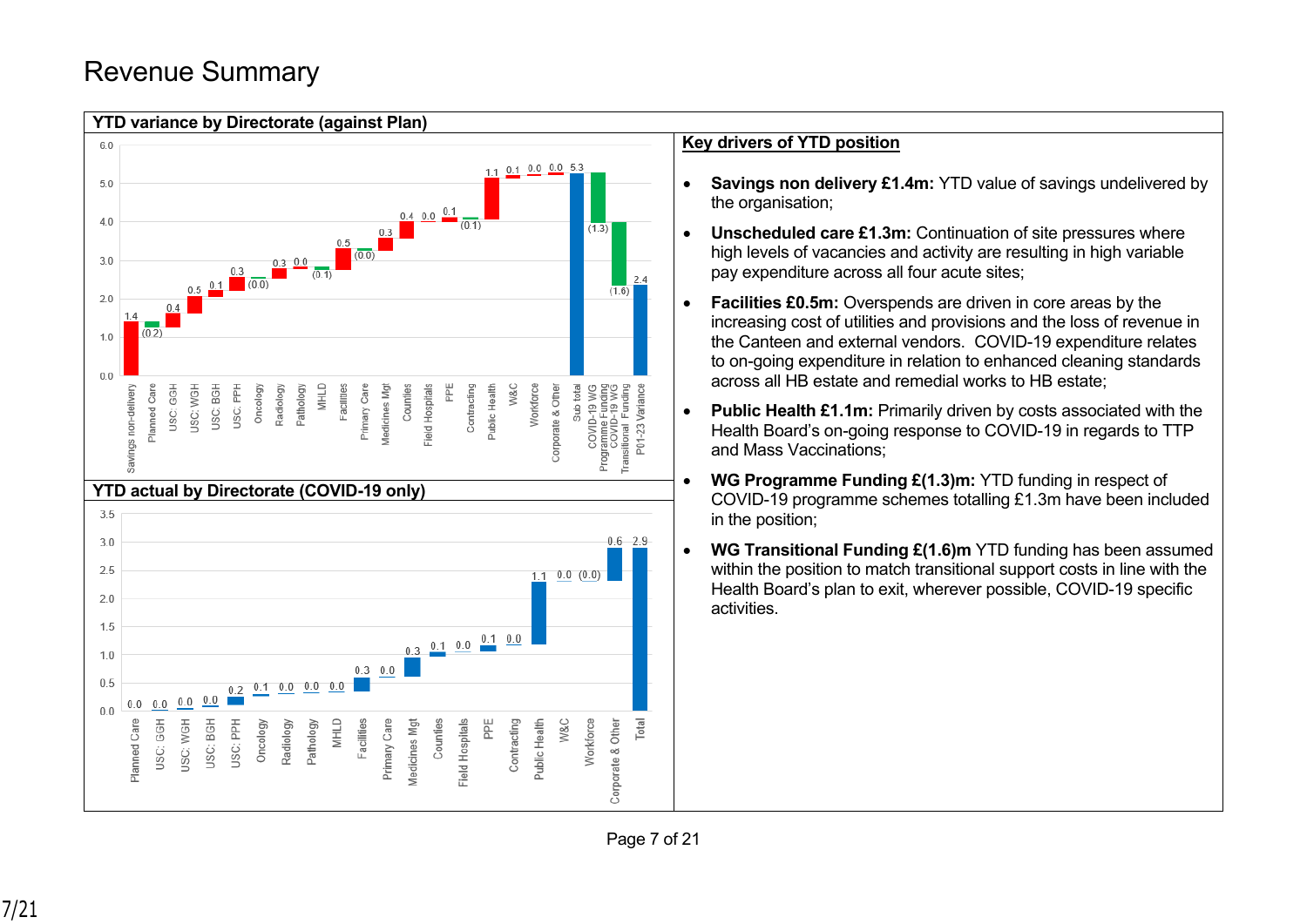# Revenue Summary

## YTD variance by Directorate (against Plan)

| Directorate | £m |
|---|---|
| Savings non-delivery | 1.4 |
| Planned Care | (0.2) |
| USC: GGH | 0.4 |
| USC: WGH | 0.5 |
| USC: BGH | 0.1 |
| USC: PPH | 0.3 |
| Oncology | (0.0) |
| Radiology | 0.3 |
| Pathology | 0.0 |
| MHLD | (0.1) |
| Facilities | 0.5 |
| Primary Care | (0.0) |
| Medicines Mgt | 0.3 |
| Counties | 0.4 |
| Field Hospitals | 0.0 |
| PPE | 0.1 |
| Contracting | (0.1) |
| Public Health | 1.1 |
| W&C | 0.1 |
| Workforce | 0.0 |
| Corporate & Other | 0.0 |
| Sub total | 5.3 |
| COVID-19 WG Programme Funding | (1.3) |
| COVID-19 WG Transitional Funding | (1.6) |
| P01-23 Variance | 2.4 |

## YTD actual by Directorate (COVID-19 only)

| Directorate | £m |
|---|---|
| Planned Care | 0.0 |
| USC: GGH | 0.0 |
| USC: WGH | 0.0 |
| USC: BGH | 0.0 |
| USC: PPH | 0.2 |
| Oncology | 0.1 |
| Radiology | 0.0 |
| Pathology | 0.0 |
| MHLD | 0.0 |
| Facilities | 0.3 |
| Primary Care | 0.0 |
| Medicines Mgt | 0.3 |
| Counties | 0.1 |
| Field Hospitals | 0.0 |
| PPE | 0.1 |
| Contracting | 0.0 |
| Public Health | 1.1 |
| W&C | 0.0 |
| Workforce | (0.0) |
| Corporate & Other | 0.6 |
| Total | 2.9 |

## Key drivers of YTD position

- **Savings non delivery £1.4m:** YTD value of savings undelivered by the organisation;
- **Unscheduled care £1.3m:** Continuation of site pressures where high levels of vacancies and activity are resulting in high variable pay expenditure across all four acute sites;
- **Facilities £0.5m:** Overspends are driven in core areas by the increasing cost of utilities and provisions and the loss of revenue in the Canteen and external vendors. COVID-19 expenditure relates to on-going expenditure in relation to enhanced cleaning standards across all HB estate and remedial works to HB estate;
- **Public Health £1.1m:** Primarily driven by costs associated with the Health Board's on-going response to COVID-19 in regards to TTP and Mass Vaccinations;
- **WG Programme Funding £(1.3)m:** YTD funding in respect of COVID-19 programme schemes totalling £1.3m have been included in the position;
- **WG Transitional Funding £(1.6)m** YTD funding has been assumed within the position to match transitional support costs in line with the Health Board's plan to exit, wherever possible, COVID-19 specific activities.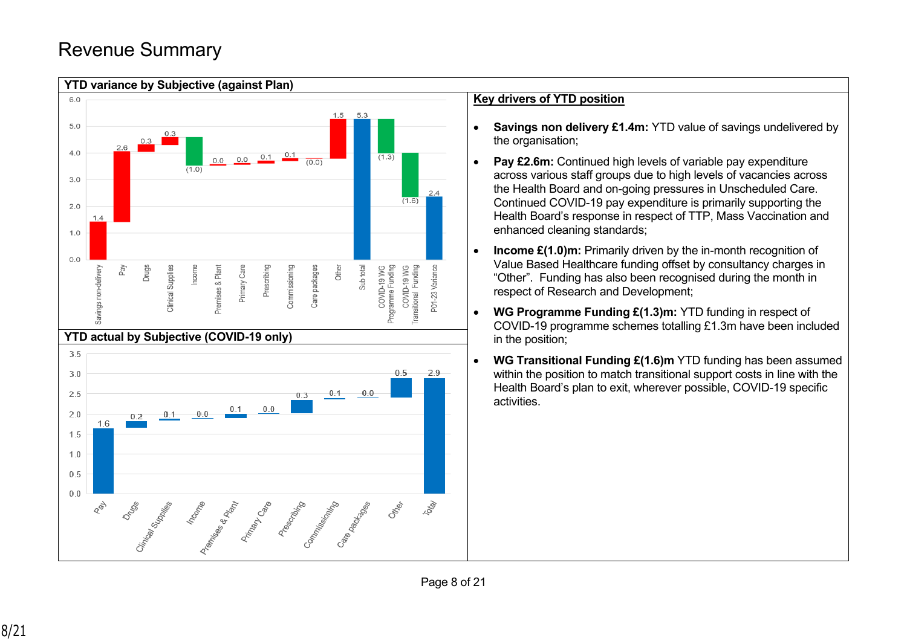# Revenue Summary

## YTD variance by Subjective (against Plan)

| Subjective | £m |
|---|---|
| Savings non-delivery | 1.4 |
| Pay | 2.6 |
| Drugs | 0.3 |
| Clinical Supplies | 0.3 |
| Income | (1.0) |
| Premises & Plant | 0.0 |
| Primary Care | 0.0 |
| Prescribing | 0.1 |
| Commissioning | 0.1 |
| Care packages | (0.0) |
| Other | 1.5 |
| Sub total | 5.3 |
| COVID-19 WG Programme Funding | (1.3) |
| COVID-19 WG Transitional Funding | (1.6) |
| P01-23 Variance | 2.4 |

## YTD actual by Subjective (COVID-19 only)

| Subjective | £m |
|---|---|
| Pay | 1.6 |
| Drugs | 0.2 |
| Clinical Supplies | 0.1 |
| Income | 0.0 |
| Premises & Plant | 0.1 |
| Primary Care | 0.0 |
| Prescribing | 0.3 |
| Commissioning | 0.1 |
| Care packages | 0.0 |
| Other | 0.5 |
| Total | 2.9 |

## Key drivers of YTD position

- **Savings non delivery £1.4m:** YTD value of savings undelivered by the organisation;
- **Pay £2.6m:** Continued high levels of variable pay expenditure across various staff groups due to high levels of vacancies across the Health Board and on-going pressures in Unscheduled Care. Continued COVID-19 pay expenditure is primarily supporting the Health Board's response in respect of TTP, Mass Vaccination and enhanced cleaning standards;
- **Income £(1.0)m:** Primarily driven by the in-month recognition of Value Based Healthcare funding offset by consultancy charges in "Other". Funding has also been recognised during the month in respect of Research and Development;
- **WG Programme Funding £(1.3)m:** YTD funding in respect of COVID-19 programme schemes totalling £1.3m have been included in the position;
- **WG Transitional Funding £(1.6)m** YTD funding has been assumed within the position to match transitional support costs in line with the Health Board's plan to exit, wherever possible, COVID-19 specific activities.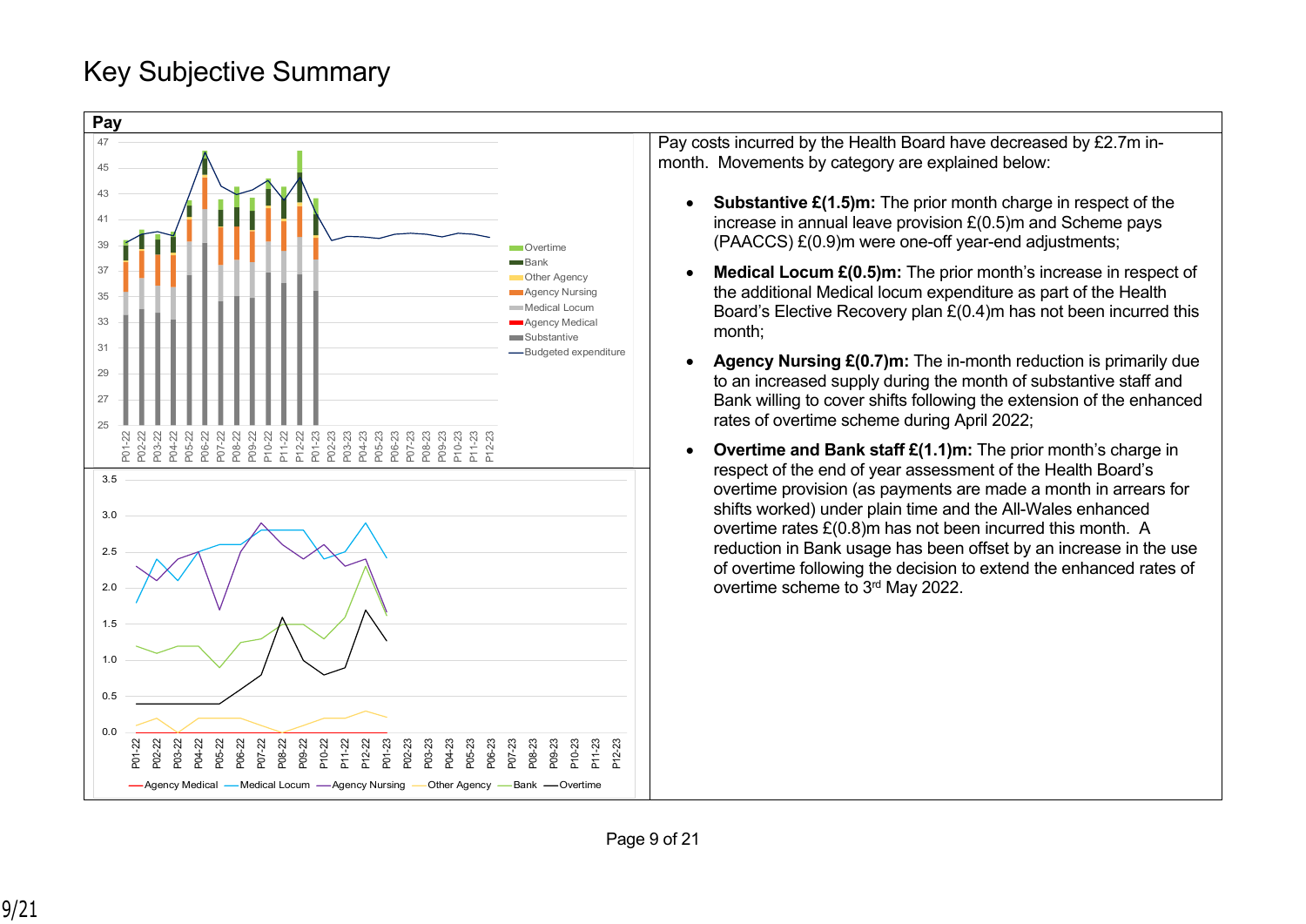# Key Subjective Summary

## Pay

Pay costs incurred by the Health Board have decreased by £2.7m in-month. Movements by category are explained below:

- **Substantive £(1.5)m:** The prior month charge in respect of the increase in annual leave provision £(0.5)m and Scheme pays (PAACCS) £(0.9)m were one-off year-end adjustments;
- **Medical Locum £(0.5)m:** The prior month's increase in respect of the additional Medical locum expenditure as part of the Health Board's Elective Recovery plan £(0.4)m has not been incurred this month;
- **Agency Nursing £(0.7)m:** The in-month reduction is primarily due to an increased supply during the month of substantive staff and Bank willing to cover shifts following the extension of the enhanced rates of overtime scheme during April 2022;
- **Overtime and Bank staff £(1.1)m:** The prior month's charge in respect of the end of year assessment of the Health Board's overtime provision (as payments are made a month in arrears for shifts worked) under plain time and the All-Wales enhanced overtime rates £(0.8)m has not been incurred this month. A reduction in Bank usage has been offset by an increase in the use of overtime following the decision to extend the enhanced rates of overtime scheme to 3rd May 2022.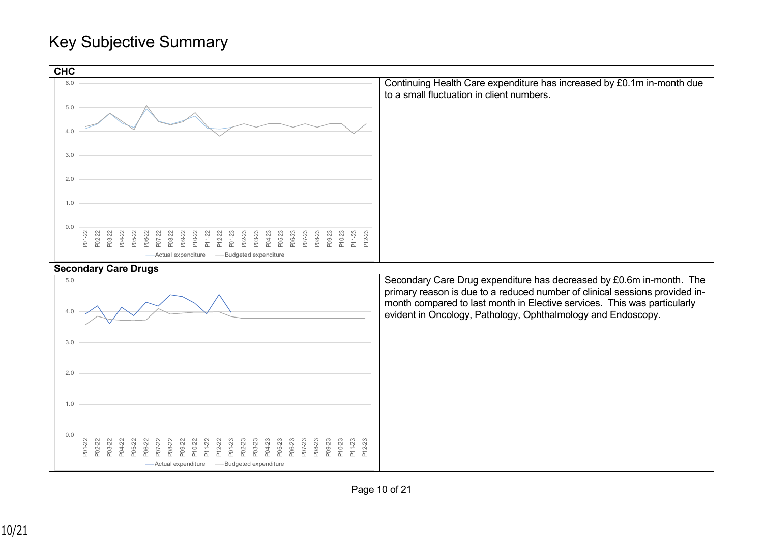# Key Subjective Summary

## CHC

Continuing Health Care expenditure has increased by £0.1m in-month due to a small fluctuation in client numbers.

## Secondary Care Drugs

Secondary Care Drug expenditure has decreased by £0.6m in-month. The primary reason is due to a reduced number of clinical sessions provided in-month compared to last month in Elective services. This was particularly evident in Oncology, Pathology, Ophthalmology and Endoscopy.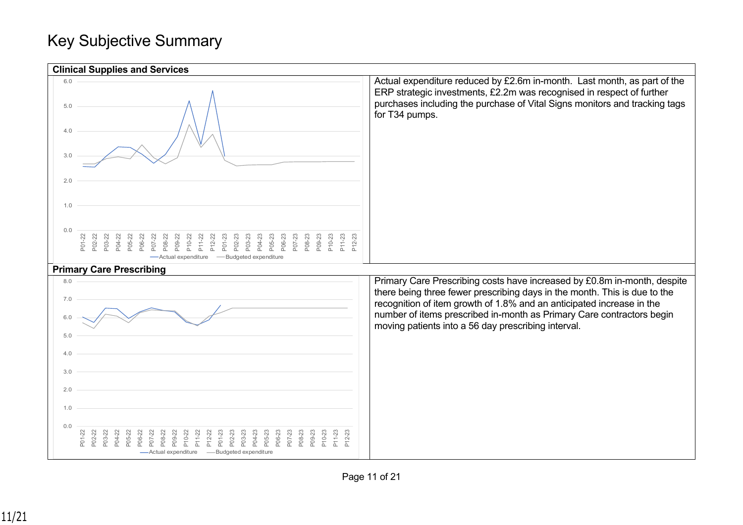# Key Subjective Summary

## Clinical Supplies and Services

Actual expenditure reduced by £2.6m in-month. Last month, as part of the ERP strategic investments, £2.2m was recognised in respect of further purchases including the purchase of Vital Signs monitors and tracking tags for T34 pumps.

## Primary Care Prescribing

Primary Care Prescribing costs have increased by £0.8m in-month, despite there being three fewer prescribing days in the month. This is due to the recognition of item growth of 1.8% and an anticipated increase in the number of items prescribed in-month as Primary Care contractors begin moving patients into a 56 day prescribing interval.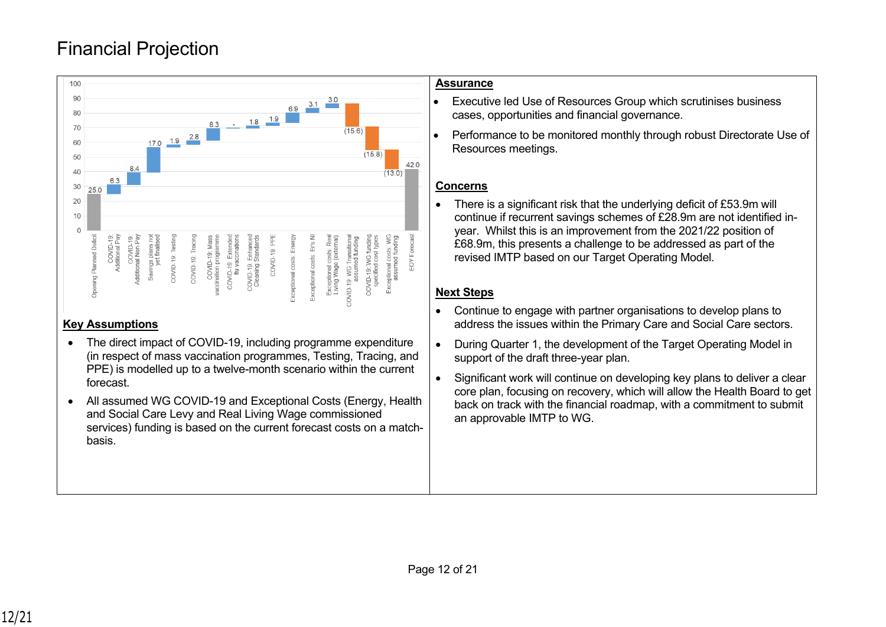# Financial Projection

| Item | £m |
|---|---|
| Opening Planned Deficit | 25.0 |
| COVID-19: Additional Pay | 6.3 |
| COVID-19: Additional Non-Pay | 8.4 |
| Savings plans not yet finalised | 17.0 |
| COVID-19: Testing | 1.9 |
| COVID-19: Tracing | 2.8 |
| COVID-19: Mass vaccination programme | 8.3 |
| COVID-19: Extended flu vaccinations | - |
| COVID-19 Enhanced Cleaning Standards | 1.8 |
| COVID-19: PPE | 1.9 |
| Exceptional costs: Energy | 6.9 |
| Exceptional costs: Er's NI | 3.1 |
| Exceptional costs: Real Living Wage (external) | 3.0 |
| COVID-19: WG Transitional assumed funding | (15.6) |
| COVID-19: WG funding specified cost types | (15.8) |
| Exceptional costs: WG assumed funding | (13.0) |
| EOY Forecast | 42.0 |

**Key Assumptions**

- The direct impact of COVID-19, including programme expenditure (in respect of mass vaccination programmes, Testing, Tracing, and PPE) is modelled up to a twelve-month scenario within the current forecast.
- All assumed WG COVID-19 and Exceptional Costs (Energy, Health and Social Care Levy and Real Living Wage commissioned services) funding is based on the current forecast costs on a match-basis.

**Assurance**

- Executive led Use of Resources Group which scrutinises business cases, opportunities and financial governance.
- Performance to be monitored monthly through robust Directorate Use of Resources meetings.

**Concerns**

- There is a significant risk that the underlying deficit of £53.9m will continue if recurrent savings schemes of £28.9m are not identified in-year. Whilst this is an improvement from the 2021/22 position of £68.9m, this presents a challenge to be addressed as part of the revised IMTP based on our Target Operating Model.

**Next Steps**

- Continue to engage with partner organisations to develop plans to address the issues within the Primary Care and Social Care sectors.
- During Quarter 1, the development of the Target Operating Model in support of the draft three-year plan.
- Significant work will continue on developing key plans to deliver a clear core plan, focusing on recovery, which will allow the Health Board to get back on track with the financial roadmap, with a commitment to submit an approvable IMTP to WG.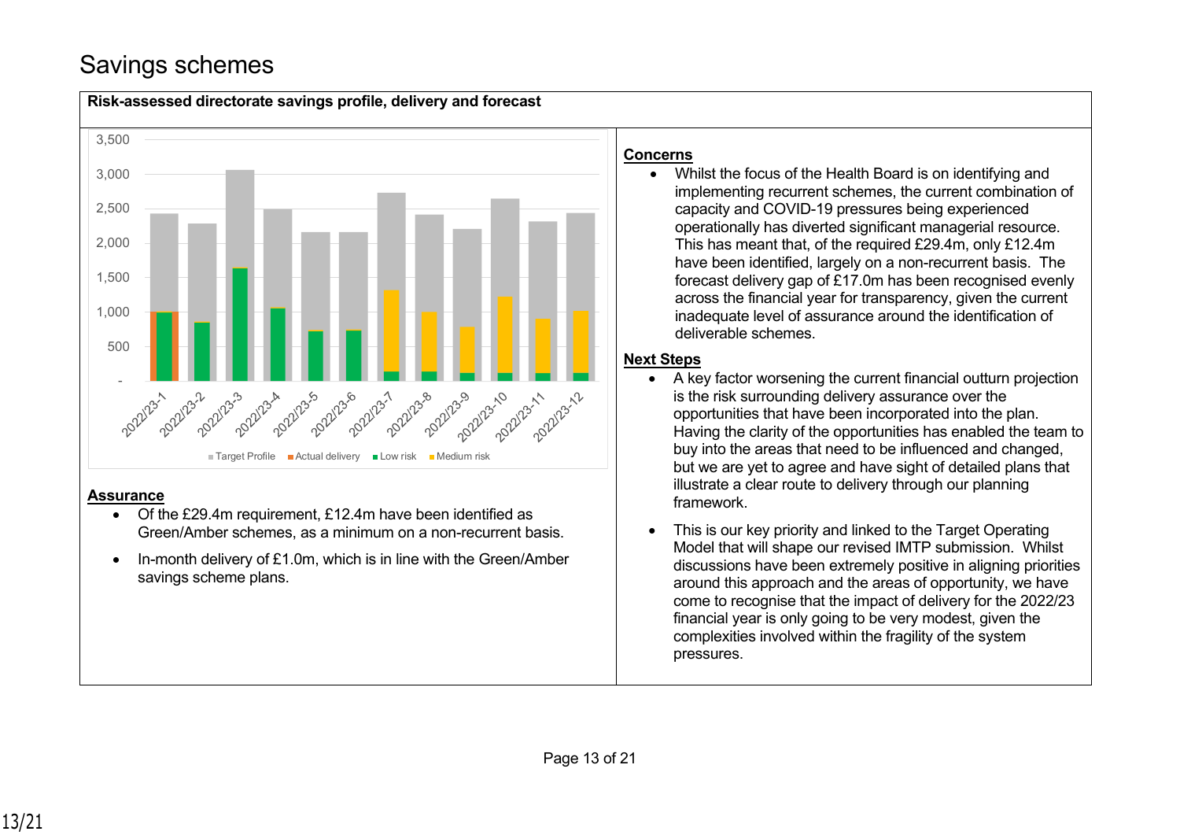# Savings schemes

**Risk-assessed directorate savings profile, delivery and forecast**

## Concerns

- Whilst the focus of the Health Board is on identifying and implementing recurrent schemes, the current combination of capacity and COVID-19 pressures being experienced operationally has diverted significant managerial resource. This has meant that, of the required £29.4m, only £12.4m have been identified, largely on a non-recurrent basis. The forecast delivery gap of £17.0m has been recognised evenly across the financial year for transparency, given the current inadequate level of assurance around the identification of deliverable schemes.

## Next Steps

- A key factor worsening the current financial outturn projection is the risk surrounding delivery assurance over the opportunities that have been incorporated into the plan. Having the clarity of the opportunities has enabled the team to buy into the areas that need to be influenced and changed, but we are yet to agree and have sight of detailed plans that illustrate a clear route to delivery through our planning framework.
- This is our key priority and linked to the Target Operating Model that will shape our revised IMTP submission. Whilst discussions have been extremely positive in aligning priorities around this approach and the areas of opportunity, we have come to recognise that the impact of delivery for the 2022/23 financial year is only going to be very modest, given the complexities involved within the fragility of the system pressures.

## Assurance

- Of the £29.4m requirement, £12.4m have been identified as Green/Amber schemes, as a minimum on a non-recurrent basis.
- In-month delivery of £1.0m, which is in line with the Green/Amber savings scheme plans.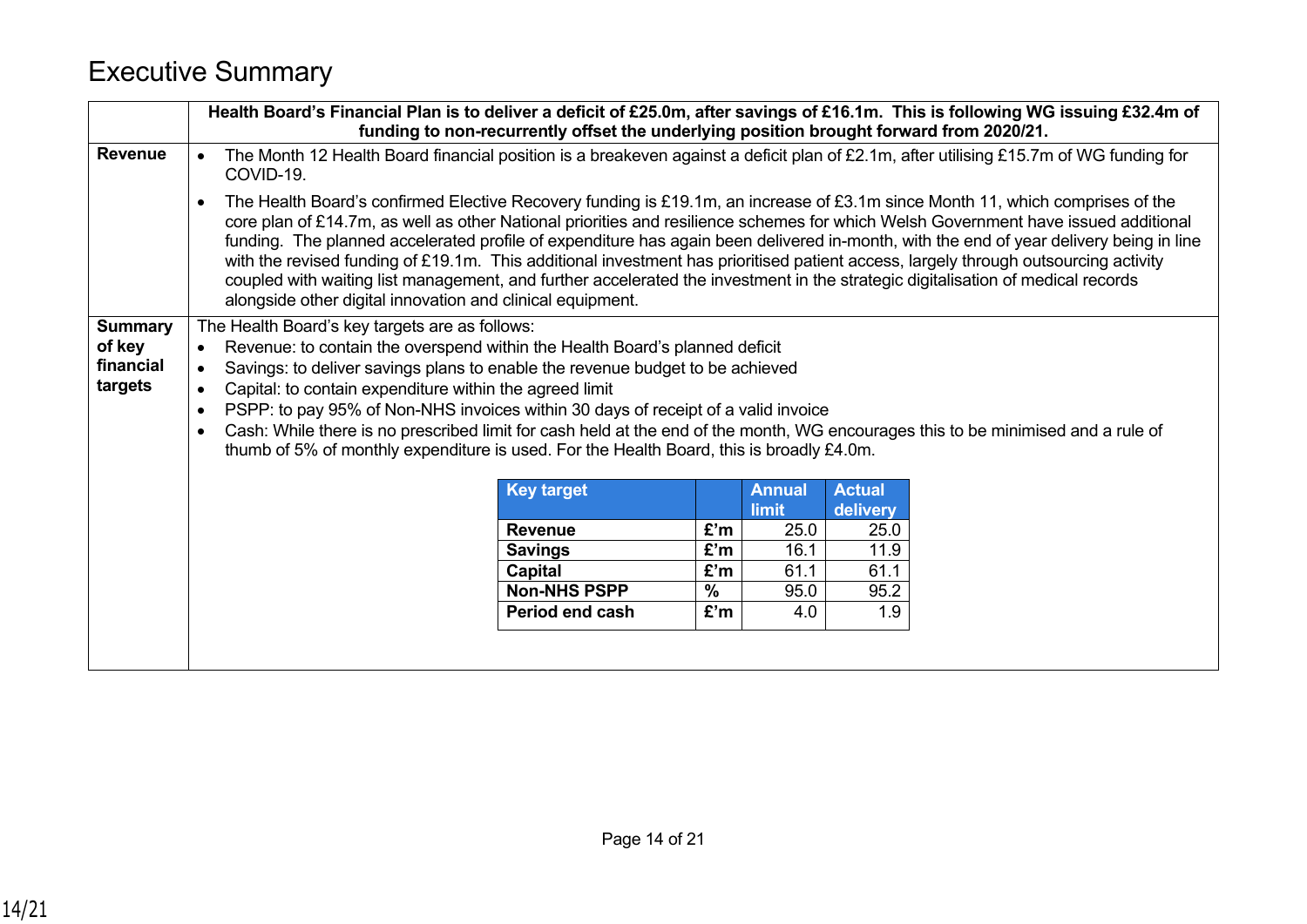# Executive Summary

| | Health Board's Financial Plan is to deliver a deficit of £25.0m, after savings of £16.1m. This is following WG issuing £32.4m of funding to non-recurrently offset the underlying position brought forward from 2020/21. |
|---|---|
| **Revenue** | • The Month 12 Health Board financial position is a breakeven against a deficit plan of £2.1m, after utilising £15.7m of WG funding for COVID-19.<br>• The Health Board's confirmed Elective Recovery funding is £19.1m, an increase of £3.1m since Month 11, which comprises of the core plan of £14.7m, as well as other National priorities and resilience schemes for which Welsh Government have issued additional funding. The planned accelerated profile of expenditure has again been delivered in-month, with the end of year delivery being in line with the revised funding of £19.1m. This additional investment has prioritised patient access, largely through outsourcing activity coupled with waiting list management, and further accelerated the investment in the strategic digitalisation of medical records alongside other digital innovation and clinical equipment. |
| **Summary of key financial targets** | The Health Board's key targets are as follows:<br>• Revenue: to contain the overspend within the Health Board's planned deficit<br>• Savings: to deliver savings plans to enable the revenue budget to be achieved<br>• Capital: to contain expenditure within the agreed limit<br>• PSPP: to pay 95% of Non-NHS invoices within 30 days of receipt of a valid invoice<br>• Cash: While there is no prescribed limit for cash held at the end of the month, WG encourages this to be minimised and a rule of thumb of 5% of monthly expenditure is used. For the Health Board, this is broadly £4.0m. |

| Key target | | Annual limit | Actual delivery |
|---|---|---|---|
| **Revenue** | **£'m** | 25.0 | 25.0 |
| **Savings** | **£'m** | 16.1 | 11.9 |
| **Capital** | **£'m** | 61.1 | 61.1 |
| **Non-NHS PSPP** | **%** | 95.0 | 95.2 |
| **Period end cash** | **£'m** | 4.0 | 1.9 |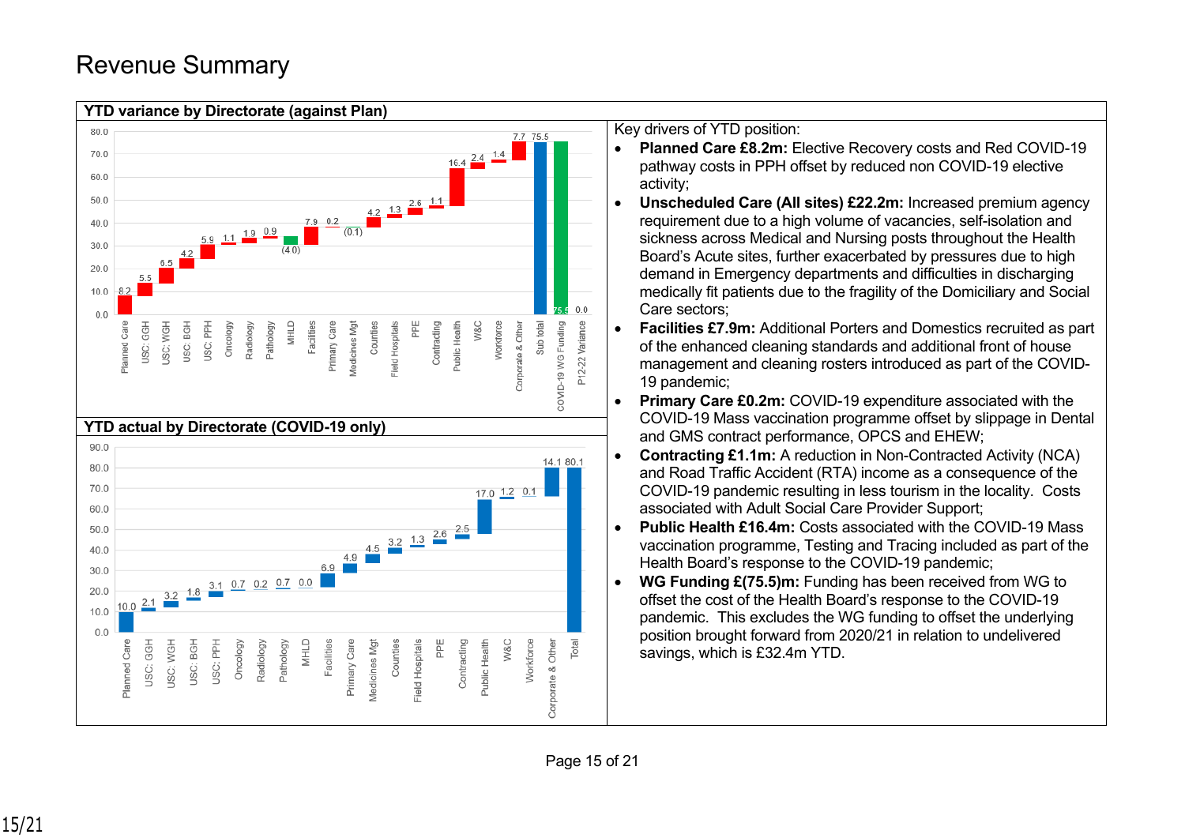# Revenue Summary

## YTD variance by Directorate (against Plan)

| Directorate | Variance |
|---|---|
| Planned Care | 8.2 |
| USC: GGH | 5.5 |
| USC: WGH | 6.5 |
| USC: BGH | 4.2 |
| USC: PPH | 5.9 |
| Oncology | 1.1 |
| Radiology | 1.9 |
| Pathology | 0.9 |
| MHLD | (4.0) |
| Facilities | 7.9 |
| Primary Care | 0.2 |
| Medicines Mgt | (0.1) |
| Counties | 4.2 |
| Field Hospitals | 1.3 |
| PPE | 2.6 |
| Contracting | 1.1 |
| Public Health | 16.4 |
| W&C | 2.4 |
| Workforce | 1.4 |
| Corporate & Other | 7.7 |
| Sub total | 75.5 |
| COVID-19 WG Funding | 75.5 |
| P12-22 Variance | 0.0 |

## YTD actual by Directorate (COVID-19 only)

| Directorate | Actual |
|---|---|
| Planned Care | 10.0 |
| USC: GGH | 2.1 |
| USC: WGH | 3.2 |
| USC: BGH | 1.8 |
| USC: PPH | 3.1 |
| Oncology | 0.7 |
| Radiology | 0.2 |
| Pathology | 0.7 |
| MHLD | 0.0 |
| Facilities | 6.9 |
| Primary Care | 4.9 |
| Medicines Mgt | 4.5 |
| Counties | 3.2 |
| Field Hospitals | 1.3 |
| PPE | 2.6 |
| Contracting | 2.5 |
| Public Health | 17.0 |
| W&C | 1.2 |
| Workforce | 0.1 |
| Corporate & Other | 14.1 |
| Total | 80.1 |

Key drivers of YTD position:

- **Planned Care £8.2m:** Elective Recovery costs and Red COVID-19 pathway costs in PPH offset by reduced non COVID-19 elective activity;
- **Unscheduled Care (All sites) £22.2m:** Increased premium agency requirement due to a high volume of vacancies, self-isolation and sickness across Medical and Nursing posts throughout the Health Board's Acute sites, further exacerbated by pressures due to high demand in Emergency departments and difficulties in discharging medically fit patients due to the fragility of the Domiciliary and Social Care sectors;
- **Facilities £7.9m:** Additional Porters and Domestics recruited as part of the enhanced cleaning standards and additional front of house management and cleaning rosters introduced as part of the COVID-19 pandemic;
- **Primary Care £0.2m:** COVID-19 expenditure associated with the COVID-19 Mass vaccination programme offset by slippage in Dental and GMS contract performance, OPCS and EHEW;
- **Contracting £1.1m:** A reduction in Non-Contracted Activity (NCA) and Road Traffic Accident (RTA) income as a consequence of the COVID-19 pandemic resulting in less tourism in the locality. Costs associated with Adult Social Care Provider Support;
- **Public Health £16.4m:** Costs associated with the COVID-19 Mass vaccination programme, Testing and Tracing included as part of the Health Board's response to the COVID-19 pandemic;
- **WG Funding £(75.5)m:** Funding has been received from WG to offset the cost of the Health Board's response to the COVID-19 pandemic. This excludes the WG funding to offset the underlying position brought forward from 2020/21 in relation to undelivered savings, which is £32.4m YTD.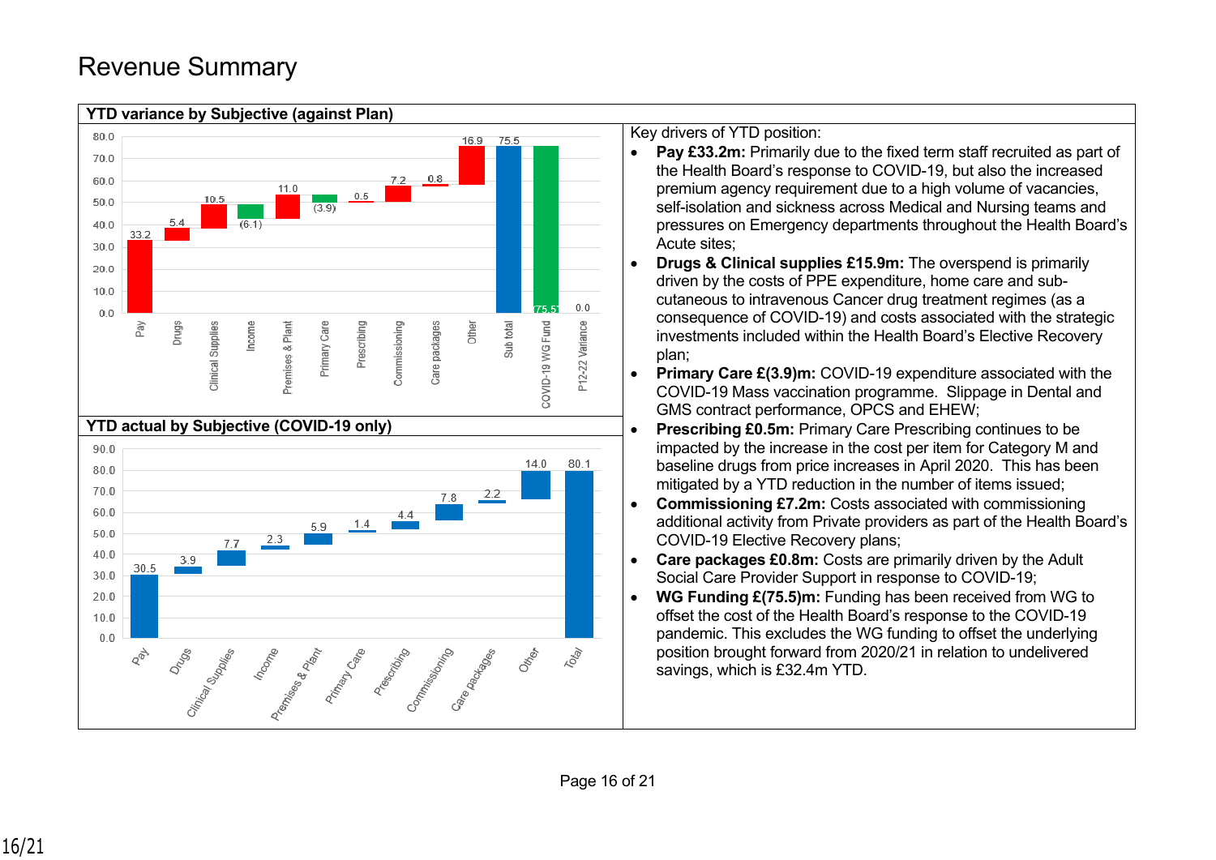# Revenue Summary

## YTD variance by Subjective (against Plan)

| Subjective | Value |
|---|---|
| Pay | 33.2 |
| Drugs | 5.4 |
| Clinical Supplies | 10.5 |
| Income | (6.1) |
| Premises & Plant | 11.0 |
| Primary Care | (3.9) |
| Prescribing | 0.5 |
| Commissioning | 7.2 |
| Care packages | 0.8 |
| Other | 16.9 |
| Sub total | 75.5 |
| COVID-19 WG Fund | (75.5) |
| P12-22 Variance | 0.0 |

## YTD actual by Subjective (COVID-19 only)

| Subjective | Value |
|---|---|
| Pay | 30.5 |
| Drugs | 3.9 |
| Clinical Supplies | 7.7 |
| Income | 2.3 |
| Premises & Plant | 5.9 |
| Primary Care | 1.4 |
| Prescribing | 4.4 |
| Commissioning | 7.8 |
| Care packages | 2.2 |
| Other | 14.0 |
| Total | 80.1 |

Key drivers of YTD position:

- **Pay £33.2m:** Primarily due to the fixed term staff recruited as part of the Health Board's response to COVID-19, but also the increased premium agency requirement due to a high volume of vacancies, self-isolation and sickness across Medical and Nursing teams and pressures on Emergency departments throughout the Health Board's Acute sites;
- **Drugs & Clinical supplies £15.9m:** The overspend is primarily driven by the costs of PPE expenditure, home care and sub-cutaneous to intravenous Cancer drug treatment regimes (as a consequence of COVID-19) and costs associated with the strategic investments included within the Health Board's Elective Recovery plan;
- **Primary Care £(3.9)m:** COVID-19 expenditure associated with the COVID-19 Mass vaccination programme. Slippage in Dental and GMS contract performance, OPCS and EHEW;
- **Prescribing £0.5m:** Primary Care Prescribing continues to be impacted by the increase in the cost per item for Category M and baseline drugs from price increases in April 2020. This has been mitigated by a YTD reduction in the number of items issued;
- **Commissioning £7.2m:** Costs associated with commissioning additional activity from Private providers as part of the Health Board's COVID-19 Elective Recovery plans;
- **Care packages £0.8m:** Costs are primarily driven by the Adult Social Care Provider Support in response to COVID-19;
- **WG Funding £(75.5)m:** Funding has been received from WG to offset the cost of the Health Board's response to the COVID-19 pandemic. This excludes the WG funding to offset the underlying position brought forward from 2020/21 in relation to undelivered savings, which is £32.4m YTD.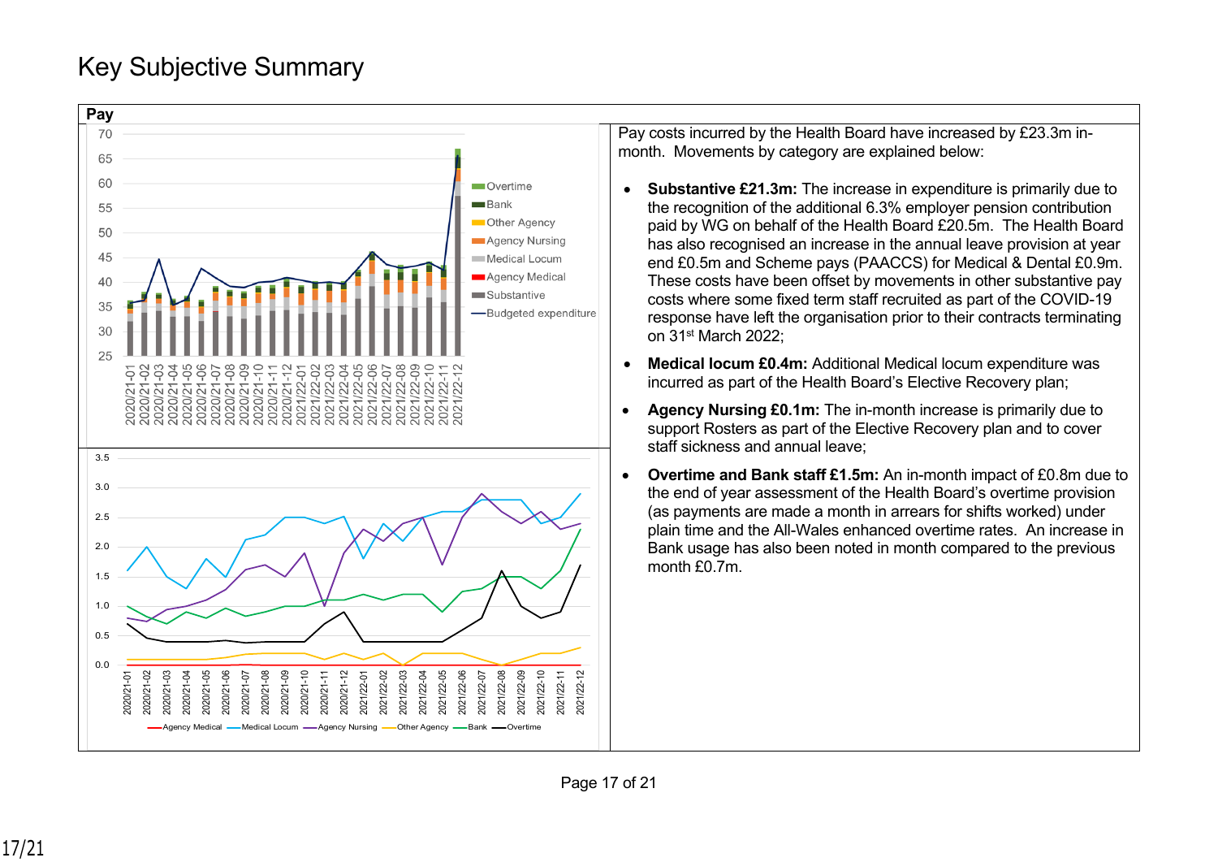# Key Subjective Summary

## Pay

Pay costs incurred by the Health Board have increased by £23.3m in-month. Movements by category are explained below:

- **Substantive £21.3m:** The increase in expenditure is primarily due to the recognition of the additional 6.3% employer pension contribution paid by WG on behalf of the Health Board £20.5m. The Health Board has also recognised an increase in the annual leave provision at year end £0.5m and Scheme pays (PAACCS) for Medical & Dental £0.9m. These costs have been offset by movements in other substantive pay costs where some fixed term staff recruited as part of the COVID-19 response have left the organisation prior to their contracts terminating on 31st March 2022;
- **Medical locum £0.4m:** Additional Medical locum expenditure was incurred as part of the Health Board's Elective Recovery plan;
- **Agency Nursing £0.1m:** The in-month increase is primarily due to support Rosters as part of the Elective Recovery plan and to cover staff sickness and annual leave;
- **Overtime and Bank staff £1.5m:** An in-month impact of £0.8m due to the end of year assessment of the Health Board's overtime provision (as payments are made a month in arrears for shifts worked) under plain time and the All-Wales enhanced overtime rates. An increase in Bank usage has also been noted in month compared to the previous month £0.7m.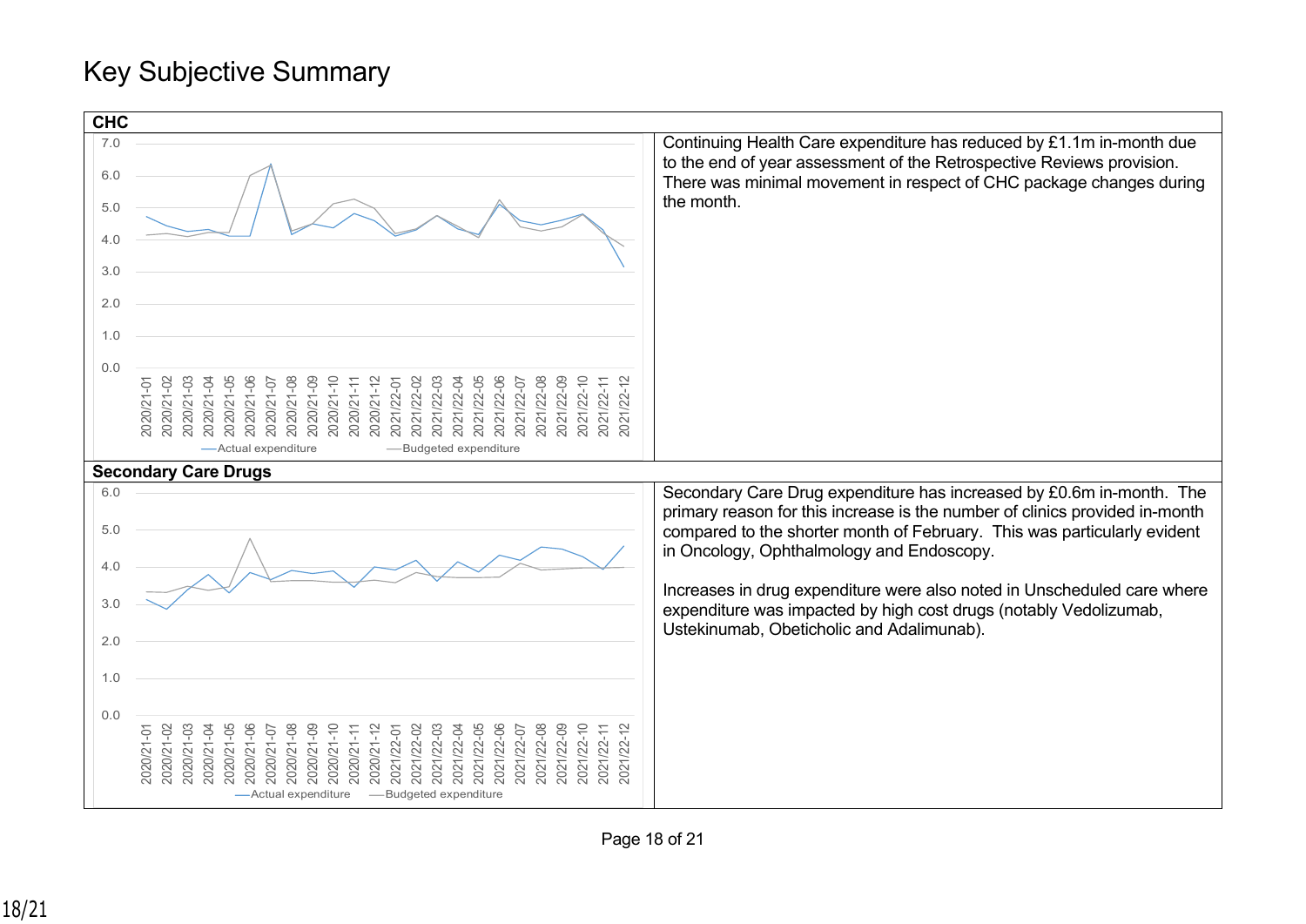# Key Subjective Summary

## CHC

Continuing Health Care expenditure has reduced by £1.1m in-month due to the end of year assessment of the Retrospective Reviews provision. There was minimal movement in respect of CHC package changes during the month.

## Secondary Care Drugs

Secondary Care Drug expenditure has increased by £0.6m in-month. The primary reason for this increase is the number of clinics provided in-month compared to the shorter month of February. This was particularly evident in Oncology, Ophthalmology and Endoscopy.

Increases in drug expenditure were also noted in Unscheduled care where expenditure was impacted by high cost drugs (notably Vedolizumab, Ustekinumab, Obeticholic and Adalimunab).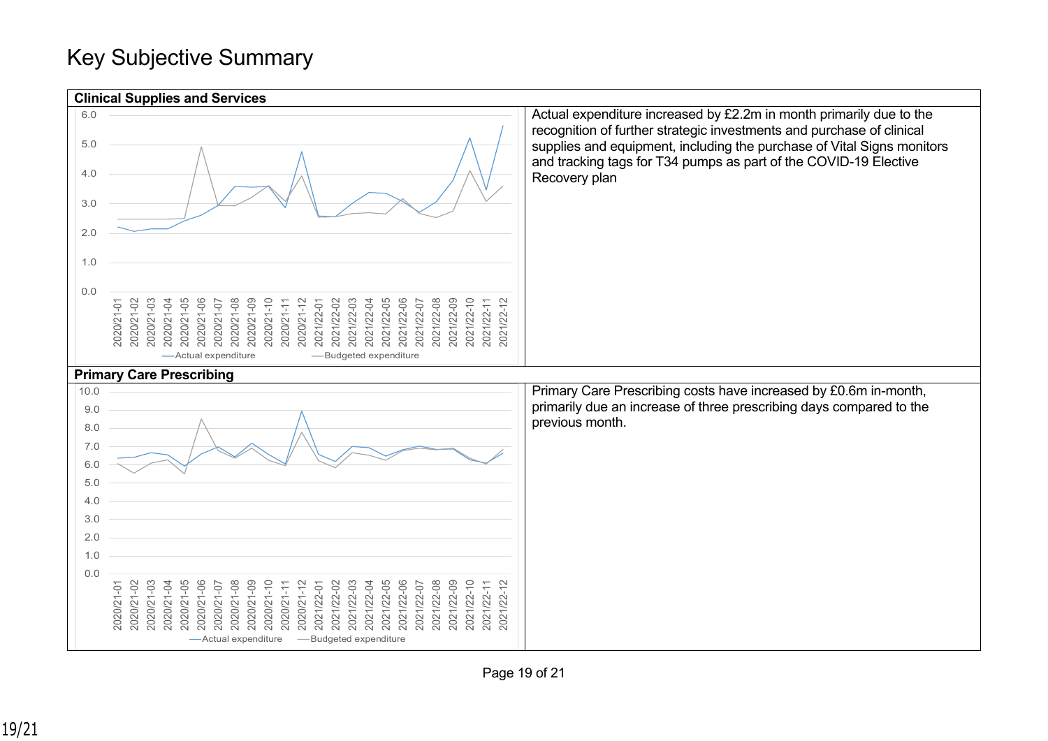# Key Subjective Summary

## Clinical Supplies and Services

Actual expenditure increased by £2.2m in month primarily due to the recognition of further strategic investments and purchase of clinical supplies and equipment, including the purchase of Vital Signs monitors and tracking tags for T34 pumps as part of the COVID-19 Elective Recovery plan

## Primary Care Prescribing

Primary Care Prescribing costs have increased by £0.6m in-month, primarily due an increase of three prescribing days compared to the previous month.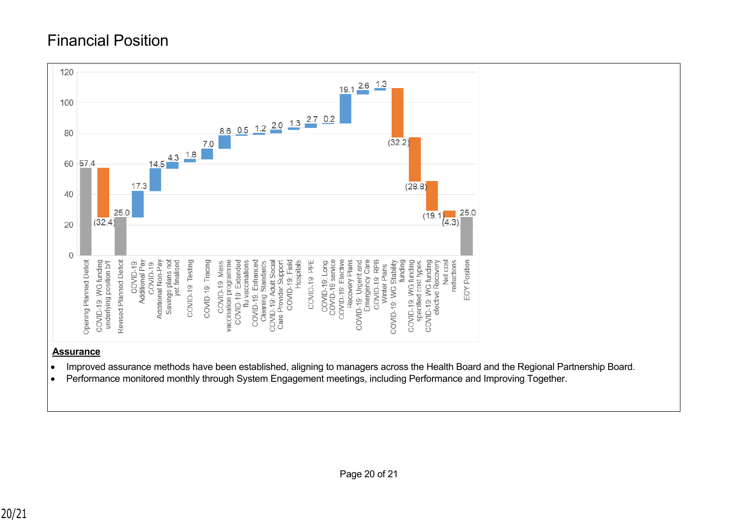## Financial Position

| Item | Value |
|---|---|
| Opening Planned Deficit | 57.4 |
| COVID-19: WG funding underlying position b/f | (32.4) |
| Revised Planned Deficit | 25.0 |
| COVID-19: Additional Pay | 17.3 |
| COVID-19: Additional Non-Pay | 14.5 |
| Savings plans not yet finalised | 4.3 |
| COVID-19: Testing | 1.8 |
| COVID-19: Tracing | 7.0 |
| COVID-19: Mass vaccination programme | 8.6 |
| COVID-19: Extended flu vaccinations | 0.5 |
| COVID-19: Enhanced Cleaning Standards | 1.2 |
| COVID-19: Adult Social Care Provider Support | 2.0 |
| COVID-19: Field Hospitals | 1.3 |
| COVID-19: PPE | 2.7 |
| COVID-19: Long COVID-19 service | 0.2 |
| COVID-19: Elective Recovery Plans | 19.1 |
| COVID-19: Urgent and Emergency Care | 2.6 |
| COVID-19: RPB Winter Plans | 1.3 |
| COVID-19: WG Stability funding | (32.2) |
| COVID-19: WG funding specified cost types | (28.8) |
| COVID-19: WG funding elective Recovery | (19.1) |
| Net cost reductions | (4.3) |
| EOY Position | 25.0 |

**Assurance**

- Improved assurance methods have been established, aligning to managers across the Health Board and the Regional Partnership Board.
- Performance monitored monthly through System Engagement meetings, including Performance and Improving Together.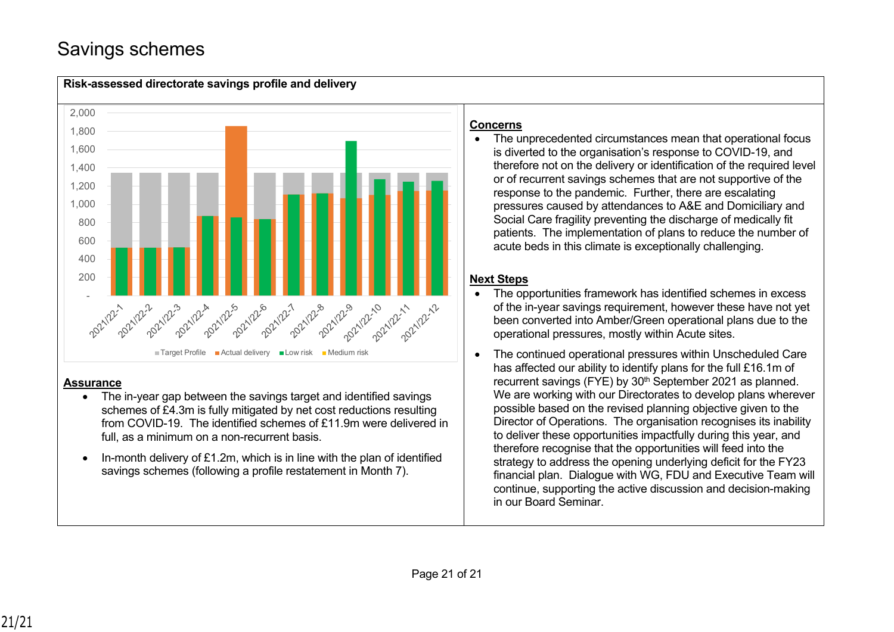# Savings schemes

## Risk-assessed directorate savings profile and delivery

2,000
1,800
1,600
1,400
1,200
1,000
800
600
400
200
-

2021/22-1
2021/22-2
2021/22-3
2021/22-4
2021/22-5
2021/22-6
2021/22-7
2021/22-8
2021/22-9
2021/22-10
2021/22-11
2021/22-12

Target Profile
Actual delivery
Low risk
Medium risk

**Assurance**

- The in-year gap between the savings target and identified savings schemes of £4.3m is fully mitigated by net cost reductions resulting from COVID-19. The identified schemes of £11.9m were delivered in full, as a minimum on a non-recurrent basis.
- In-month delivery of £1.2m, which is in line with the plan of identified savings schemes (following a profile restatement in Month 7).

**Concerns**

- The unprecedented circumstances mean that operational focus is diverted to the organisation's response to COVID-19, and therefore not on the delivery or identification of the required level or of recurrent savings schemes that are not supportive of the response to the pandemic. Further, there are escalating pressures caused by attendances to A&E and Domiciliary and Social Care fragility preventing the discharge of medically fit patients. The implementation of plans to reduce the number of acute beds in this climate is exceptionally challenging.

**Next Steps**

- The opportunities framework has identified schemes in excess of the in-year savings requirement, however these have not yet been converted into Amber/Green operational plans due to the operational pressures, mostly within Acute sites.
- The continued operational pressures within Unscheduled Care has affected our ability to identify plans for the full £16.1m of recurrent savings (FYE) by 30th September 2021 as planned. We are working with our Directorates to develop plans wherever possible based on the revised planning objective given to the Director of Operations. The organisation recognises its inability to deliver these opportunities impactfully during this year, and therefore recognise that the opportunities will feed into the strategy to address the opening underlying deficit for the FY23 financial plan. Dialogue with WG, FDU and Executive Team will continue, supporting the active discussion and decision-making in our Board Seminar.